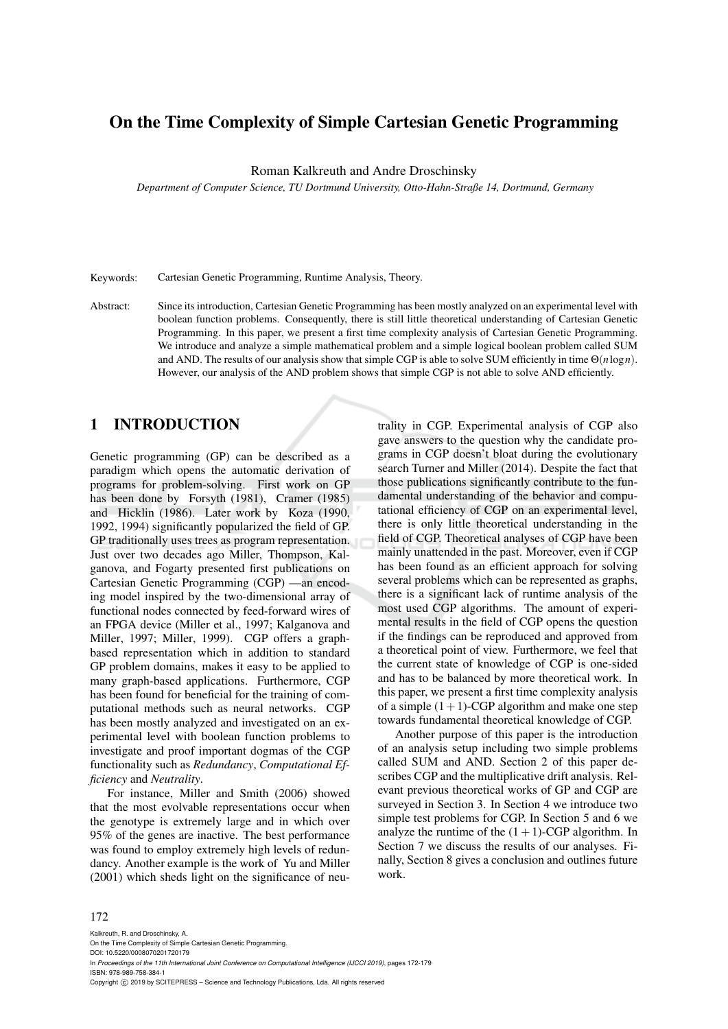# On the Time Complexity of Simple Cartesian Genetic Programming

Roman Kalkreuth and Andre Droschinsky

*Department of Computer Science, TU Dortmund University, Otto-Hahn-Straße 14, Dortmund, Germany*

Keywords: Cartesian Genetic Programming, Runtime Analysis, Theory.

Abstract: Since its introduction, Cartesian Genetic Programming has been mostly analyzed on an experimental level with boolean function problems. Consequently, there is still little theoretical understanding of Cartesian Genetic Programming. In this paper, we present a first time complexity analysis of Cartesian Genetic Programming. We introduce and analyze a simple mathematical problem and a simple logical boolean problem called SUM and AND. The results of our analysis show that simple CGP is able to solve SUM efficiently in time $\Theta(n \log n)$. However, our analysis of the AND problem shows that simple CGP is not able to solve AND efficiently.

## 1 INTRODUCTION

Genetic programming (GP) can be described as a paradigm which opens the automatic derivation of programs for problem-solving. First work on GP has been done by Forsyth (1981), Cramer (1985) and Hicklin (1986). Later work by Koza (1990, 1992, 1994) significantly popularized the field of GP. GP traditionally uses trees as program representation. Just over two decades ago Miller, Thompson, Kalganova, and Fogarty presented first publications on Cartesian Genetic Programming (CGP) —an encoding model inspired by the two-dimensional array of functional nodes connected by feed-forward wires of an FPGA device (Miller et al., 1997; Kalganova and Miller, 1997; Miller, 1999). CGP offers a graph-based representation which in addition to standard GP problem domains, makes it easy to be applied to many graph-based applications. Furthermore, CGP has been found for beneficial for the training of computational methods such as neural networks. CGP has been mostly analyzed and investigated on an experimental level with boolean function problems to investigate and proof important dogmas of the CGP functionality such as *Redundancy*, *Computational Efficiency* and *Neutrality*.

For instance, Miller and Smith (2006) showed that the most evolvable representations occur when the genotype is extremely large and in which over 95% of the genes are inactive. The best performance was found to employ extremely high levels of redundancy. Another example is the work of Yu and Miller (2001) which sheds light on the significance of neutrality in CGP. Experimental analysis of CGP also gave answers to the question why the candidate programs in CGP doesn't bloat during the evolutionary search Turner and Miller (2014). Despite the fact that those publications significantly contribute to the fundamental understanding of the behavior and computational efficiency of CGP on an experimental level, there is only little theoretical understanding in the field of CGP. Theoretical analyses of CGP have been mainly unattended in the past. Moreover, even if CGP has been found as an efficient approach for solving several problems which can be represented as graphs, there is a significant lack of runtime analysis of the most used CGP algorithms. The amount of experimental results in the field of CGP opens the question if the findings can be reproduced and approved from a theoretical point of view. Furthermore, we feel that the current state of knowledge of CGP is one-sided and has to be balanced by more theoretical work. In this paper, we present a first time complexity analysis of a simple $(1+1)$-CGP algorithm and make one step towards fundamental theoretical knowledge of CGP.

Another purpose of this paper is the introduction of an analysis setup including two simple problems called SUM and AND. Section 2 of this paper describes CGP and the multiplicative drift analysis. Relevant previous theoretical works of GP and CGP are surveyed in Section 3. In Section 4 we introduce two simple test problems for CGP. In Section 5 and 6 we analyze the runtime of the $(1+1)$-CGP algorithm. In Section 7 we discuss the results of our analyses. Finally, Section 8 gives a conclusion and outlines future work.

Kalkreuth, R. and Droschinsky, A.
On the Time Complexity of Simple Cartesian Genetic Programming.
DOI: 10.5220/0008070201720179
In *Proceedings of the 11th International Joint Conference on Computational Intelligence (IJCCI 2019)*, pages 172-179
ISBN: 978-989-758-384-1
Copyright © 2019 by SCITEPRESS – Science and Technology Publications, Lda. All rights reserved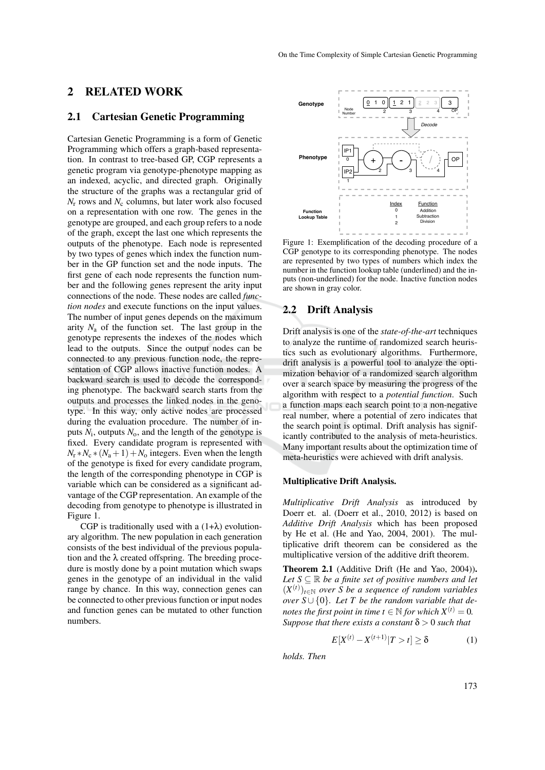## 2 RELATED WORK

### 2.1 Cartesian Genetic Programming

Cartesian Genetic Programming is a form of Genetic Programming which offers a graph-based representation. In contrast to tree-based GP, CGP represents a genetic program via genotype-phenotype mapping as an indexed, acyclic, and directed graph. Originally the structure of the graphs was a rectangular grid of $N_r$ rows and $N_c$ columns, but later work also focused on a representation with one row. The genes in the genotype are grouped, and each group refers to a node of the graph, except the last one which represents the outputs of the phenotype. Each node is represented by two types of genes which index the function number in the GP function set and the node inputs. The first gene of each node represents the function number and the following genes represent the arity input connections of the node. These nodes are called *function nodes* and execute functions on the input values. The number of input genes depends on the maximum arity $N_a$ of the function set. The last group in the genotype represents the indexes of the nodes which lead to the outputs. Since the output nodes can be connected to any previous function node, the representation of CGP allows inactive function nodes. A backward search is used to decode the corresponding phenotype. The backward search starts from the outputs and processes the linked nodes in the genotype. In this way, only active nodes are processed during the evaluation procedure. The number of inputs $N_i$, outputs $N_o$, and the length of the genotype is fixed. Every candidate program is represented with $N_r * N_c * (N_a + 1) + N_o$ integers. Even when the length of the genotype is fixed for every candidate program, the length of the corresponding phenotype in CGP is variable which can be considered as a significant advantage of the CGP representation. An example of the decoding from genotype to phenotype is illustrated in Figure 1.

CGP is traditionally used with a (1+λ) evolutionary algorithm. The new population in each generation consists of the best individual of the previous population and the λ created offspring. The breeding procedure is mostly done by a point mutation which swaps genes in the genotype of an individual in the valid range by chance. In this way, connection genes can be connected to other previous function or input nodes and function genes can be mutated to other function numbers.

Figure 1: Exemplification of the decoding procedure of a CGP genotype to its corresponding phenotype. The nodes are represented by two types of numbers which index the number in the function lookup table (underlined) and the inputs (non-underlined) for the node. Inactive function nodes are shown in gray color.

### 2.2 Drift Analysis

Drift analysis is one of the *state-of-the-art* techniques to analyze the runtime of randomized search heuristics such as evolutionary algorithms. Furthermore, drift analysis is a powerful tool to analyze the optimization behavior of a randomized search algorithm over a search space by measuring the progress of the algorithm with respect to a *potential function*. Such a function maps each search point to a non-negative real number, where a potential of zero indicates that the search point is optimal. Drift analysis has significantly contributed to the analysis of meta-heuristics. Many important results about the optimization time of meta-heuristics were achieved with drift analysis.

**Multiplicative Drift Analysis.**

*Multiplicative Drift Analysis* as introduced by Doerr et. al. (Doerr et al., 2010, 2012) is based on *Additive Drift Analysis* which has been proposed by He et al. (He and Yao, 2004, 2001). The multiplicative drift theorem can be considered as the multiplicative version of the additive drift theorem.

**Theorem 2.1** (Additive Drift (He and Yao, 2004))**.** *Let $S \subseteq \mathbb{R}$ be a finite set of positive numbers and let $(X^{(t)})_{t \in \mathbb{N}}$ over $S$ be a sequence of random variables over $S \cup \{0\}$. Let $T$ be the random variable that denotes the first point in time $t \in \mathbb{N}$ for which $X^{(t)} = 0$. Suppose that there exists a constant $\delta > 0$ such that*

$$E[X^{(t)} - X^{(t+1)} | T > t] \geq \delta \tag{1}$$

*holds. Then*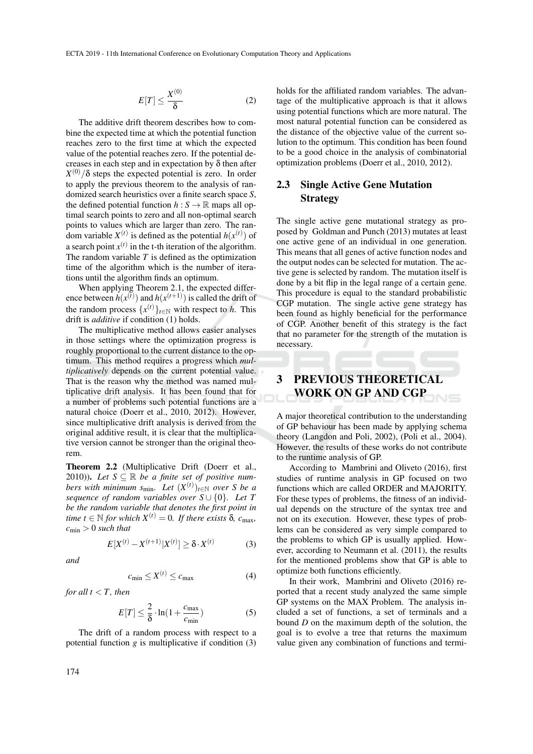$$E[T] \leq \frac{X^{(0)}}{\delta} \tag{2}$$

The additive drift theorem describes how to combine the expected time at which the potential function reaches zero to the first time at which the expected value of the potential reaches zero. If the potential decreases in each step and in expectation by $\delta$ then after $X^{(0)}/\delta$ steps the expected potential is zero. In order to apply the previous theorem to the analysis of randomized search heuristics over a finite search space $S$, the defined potential function $h : S \rightarrow \mathbb{R}$ maps all optimal search points to zero and all non-optimal search points to values which are larger than zero. The random variable $X^{(t)}$ is defined as the potential $h(x^{(t)})$ of a search point $x^{(t)}$ in the t-th iteration of the algorithm. The random variable $T$ is defined as the optimization time of the algorithm which is the number of iterations until the algorithm finds an optimum.

When applying Theorem 2.1, the expected difference between $h(x^{(t)})$ and $h(x^{(t+1)})$ is called the drift of the random process $\{x^{(t)}\}_{t\in\mathbb{N}}$ with respect to $h$. This drift is *additive* if condition (1) holds.

The multiplicative method allows easier analyses in those settings where the optimization progress is roughly proportional to the current distance to the optimum. This method requires a progress which *multiplicatively* depends on the current potential value. That is the reason why the method was named multiplicative drift analysis. It has been found that for a number of problems such potential functions are a natural choice (Doerr et al., 2010, 2012). However, since multiplicative drift analysis is derived from the original additive result, it is clear that the multiplicative version cannot be stronger than the original theorem.

**Theorem 2.2** (Multiplicative Drift (Doerr et al., 2010)). *Let $S \subseteq \mathbb{R}$ be a finite set of positive numbers with minimum $s_{\min}$. Let $(X^{(t)})_{t\in\mathbb{N}}$ over $S$ be a sequence of random variables over $S \cup \{0\}$. Let $T$ be the random variable that denotes the first point in time $t \in \mathbb{N}$ for which $X^{(t)} = 0$. If there exists $\delta$, $c_{\max}$, $c_{\min} > 0$ such that*

$$E[X^{(t)} - X^{(t+1)} | X^{(t)}] \geq \delta \cdot X^{(t)} \tag{3}$$

*and*

$$c_{\min} \leq X^{(t)} \leq c_{\max} \tag{4}$$

*for all $t < T$, then*

$$E[T] \leq \frac{2}{\delta} \cdot \ln(1 + \frac{c_{\max}}{c_{\min}}) \tag{5}$$

The drift of a random process with respect to a potential function $g$ is multiplicative if condition (3) holds for the affiliated random variables. The advantage of the multiplicative approach is that it allows using potential functions which are more natural. The most natural potential function can be considered as the distance of the objective value of the current solution to the optimum. This condition has been found to be a good choice in the analysis of combinatorial optimization problems (Doerr et al., 2010, 2012).

### 2.3 Single Active Gene Mutation Strategy

The single active gene mutational strategy as proposed by Goldman and Punch (2013) mutates at least one active gene of an individual in one generation. This means that all genes of active function nodes and the output nodes can be selected for mutation. The active gene is selected by random. The mutation itself is done by a bit flip in the legal range of a certain gene. This procedure is equal to the standard probabilistic CGP mutation. The single active gene strategy has been found as highly beneficial for the performance of CGP. Another benefit of this strategy is the fact that no parameter for the strength of the mutation is necessary.

## 3 PREVIOUS THEORETICAL WORK ON GP AND CGP

A major theoretical contribution to the understanding of GP behaviour has been made by applying schema theory (Langdon and Poli, 2002), (Poli et al., 2004). However, the results of these works do not contribute to the runtime analysis of GP.

According to Mambrini and Oliveto (2016), first studies of runtime analysis in GP focused on two functions which are called ORDER and MAJORITY. For these types of problems, the fitness of an individual depends on the structure of the syntax tree and not on its execution. However, these types of problems can be considered as very simple compared to the problems to which GP is usually applied. However, according to Neumann et al. (2011), the results for the mentioned problems show that GP is able to optimize both functions efficiently.

In their work, Mambrini and Oliveto (2016) reported that a recent study analyzed the same simple GP systems on the MAX Problem. The analysis included a set of functions, a set of terminals and a bound $D$ on the maximum depth of the solution, the goal is to evolve a tree that returns the maximum value given any combination of functions and termi-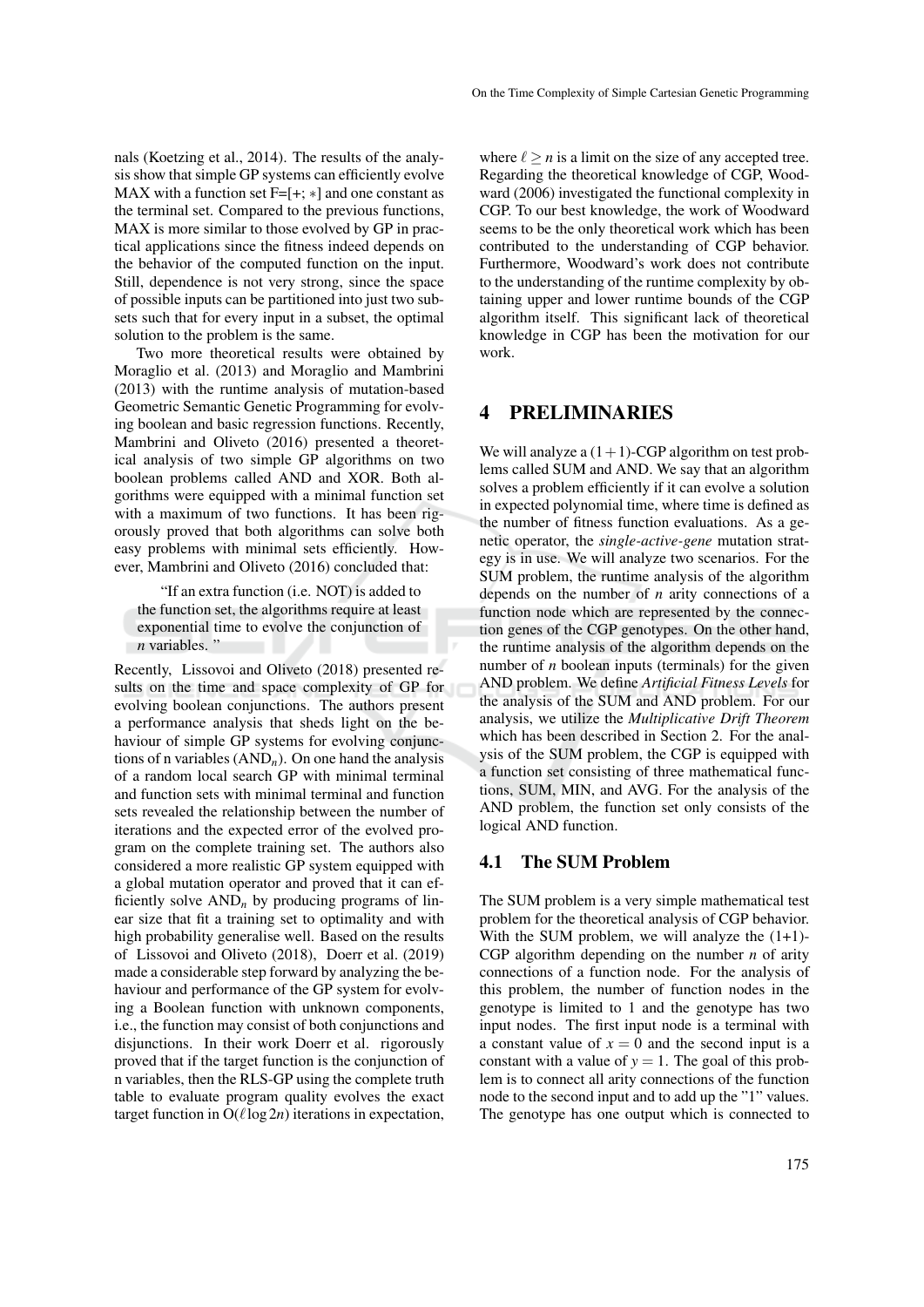nals (Koetzing et al., 2014). The results of the analysis show that simple GP systems can efficiently evolve MAX with a function set F=[+; $*$] and one constant as the terminal set. Compared to the previous functions, MAX is more similar to those evolved by GP in practical applications since the fitness indeed depends on the behavior of the computed function on the input. Still, dependence is not very strong, since the space of possible inputs can be partitioned into just two subsets such that for every input in a subset, the optimal solution to the problem is the same.

Two more theoretical results were obtained by Moraglio et al. (2013) and Moraglio and Mambrini (2013) with the runtime analysis of mutation-based Geometric Semantic Genetic Programming for evolving boolean and basic regression functions. Recently, Mambrini and Oliveto (2016) presented a theoretical analysis of two simple GP algorithms on two boolean problems called AND and XOR. Both algorithms were equipped with a minimal function set with a maximum of two functions. It has been rigorously proved that both algorithms can solve both easy problems with minimal sets efficiently. However, Mambrini and Oliveto (2016) concluded that:

> "If an extra function (i.e. NOT) is added to the function set, the algorithms require at least exponential time to evolve the conjunction of $n$ variables. "

Recently, Lissovoi and Oliveto (2018) presented results on the time and space complexity of GP for evolving boolean conjunctions. The authors present a performance analysis that sheds light on the behaviour of simple GP systems for evolving conjunctions of n variables ($AND_n$). On one hand the analysis of a random local search GP with minimal terminal and function sets with minimal terminal and function sets revealed the relationship between the number of iterations and the expected error of the evolved program on the complete training set. The authors also considered a more realistic GP system equipped with a global mutation operator and proved that it can efficiently solve $AND_n$ by producing programs of linear size that fit a training set to optimality and with high probability generalise well. Based on the results of Lissovoi and Oliveto (2018), Doerr et al. (2019) made a considerable step forward by analyzing the behaviour and performance of the GP system for evolving a Boolean function with unknown components, i.e., the function may consist of both conjunctions and disjunctions. In their work Doerr et al. rigorously proved that if the target function is the conjunction of n variables, then the RLS-GP using the complete truth table to evaluate program quality evolves the exact target function in $O(\ell \log 2n)$ iterations in expectation, where $\ell \geq n$ is a limit on the size of any accepted tree. Regarding the theoretical knowledge of CGP, Woodward (2006) investigated the functional complexity in CGP. To our best knowledge, the work of Woodward seems to be the only theoretical work which has been contributed to the understanding of CGP behavior. Furthermore, Woodward's work does not contribute to the understanding of the runtime complexity by obtaining upper and lower runtime bounds of the CGP algorithm itself. This significant lack of theoretical knowledge in CGP has been the motivation for our work.

# 4 PRELIMINARIES

We will analyze a $(1+1)$-CGP algorithm on test problems called SUM and AND. We say that an algorithm solves a problem efficiently if it can evolve a solution in expected polynomial time, where time is defined as the number of fitness function evaluations. As a genetic operator, the *single-active-gene* mutation strategy is in use. We will analyze two scenarios. For the SUM problem, the runtime analysis of the algorithm depends on the number of $n$ arity connections of a function node which are represented by the connection genes of the CGP genotypes. On the other hand, the runtime analysis of the algorithm depends on the number of $n$ boolean inputs (terminals) for the given AND problem. We define *Artificial Fitness Levels* for the analysis of the SUM and AND problem. For our analysis, we utilize the *Multiplicative Drift Theorem* which has been described in Section 2. For the analysis of the SUM problem, the CGP is equipped with a function set consisting of three mathematical functions, SUM, MIN, and AVG. For the analysis of the AND problem, the function set only consists of the logical AND function.

## 4.1 The SUM Problem

The SUM problem is a very simple mathematical test problem for the theoretical analysis of CGP behavior. With the SUM problem, we will analyze the (1+1)-CGP algorithm depending on the number $n$ of arity connections of a function node. For the analysis of this problem, the number of function nodes in the genotype is limited to 1 and the genotype has two input nodes. The first input node is a terminal with a constant value of $x = 0$ and the second input is a constant with a value of $y = 1$. The goal of this problem is to connect all arity connections of the function node to the second input and to add up the "1" values. The genotype has one output which is connected to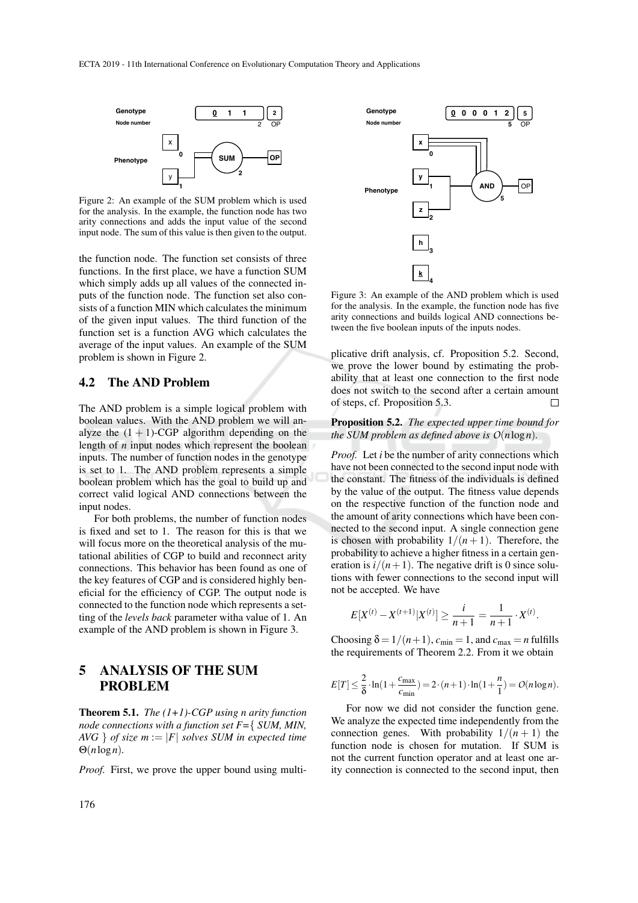Figure 2: An example of the SUM problem which is used for the analysis. In the example, the function node has two arity connections and adds the input value of the second input node. The sum of this value is then given to the output.

the function node. The function set consists of three functions. In the first place, we have a function SUM which simply adds up all values of the connected inputs of the function node. The function set also consists of a function MIN which calculates the minimum of the given input values. The third function of the function set is a function AVG which calculates the average of the input values. An example of the SUM problem is shown in Figure 2.

## 4.2 The AND Problem

The AND problem is a simple logical problem with boolean values. With the AND problem we will analyze the $(1+1)$-CGP algorithm depending on the length of $n$ input nodes which represent the boolean inputs. The number of function nodes in the genotype is set to 1. The AND problem represents a simple boolean problem which has the goal to build up and correct valid logical AND connections between the input nodes.

For both problems, the number of function nodes is fixed and set to 1. The reason for this is that we will focus more on the theoretical analysis of the mutational abilities of CGP to build and reconnect arity connections. This behavior has been found as one of the key features of CGP and is considered highly beneficial for the efficiency of CGP. The output node is connected to the function node which represents a setting of the *levels back* parameter witha value of 1. An example of the AND problem is shown in Figure 3.

Figure 3: An example of the AND problem which is used for the analysis. In the example, the function node has five arity connections and builds logical AND connections between the five boolean inputs of the inputs nodes.

# 5 ANALYSIS OF THE SUM PROBLEM

**Theorem 5.1.** *The (1+1)-CGP using n arity function node connections with a function set F={ SUM, MIN, AVG } of size $m := |F|$ solves SUM in expected time $\Theta(n \log n)$.*

*Proof.* First, we prove the upper bound using multiplicative drift analysis, cf. Proposition 5.2. Second, we prove the lower bound by estimating the probability that at least one connection to the first node does not switch to the second after a certain amount of steps, cf. Proposition 5.3. □

**Proposition 5.2.** *The expected upper time bound for the SUM problem as defined above is $O(n \log n)$.*

*Proof.* Let $i$ be the number of arity connections which have not been connected to the second input node with the constant. The fitness of the individuals is defined by the value of the output. The fitness value depends on the respective function of the function node and the amount of arity connections which have been connected to the second input. A single connection gene is chosen with probability $1/(n+1)$. Therefore, the probability to achieve a higher fitness in a certain generation is $i/(n+1)$. The negative drift is 0 since solutions with fewer connections to the second input will not be accepted. We have

$$E[X^{(t)} - X^{(t+1)} | X^{(t)}] \geq \frac{i}{n+1} = \frac{1}{n+1} \cdot X^{(t)}.$$

Choosing $\delta = 1/(n+1)$, $c_{\min} = 1$, and $c_{\max} = n$ fulfills the requirements of Theorem 2.2. From it we obtain

$$E[T] \leq \frac{2}{\delta} \cdot \ln(1 + \frac{c_{\max}}{c_{\min}}) = 2 \cdot (n+1) \cdot \ln(1 + \frac{n}{1}) = O(n \log n).$$

For now we did not consider the function gene. We analyze the expected time independently from the connection genes. With probability $1/(n+1)$ the function node is chosen for mutation. If SUM is not the current function operator and at least one arity connection is connected to the second input, then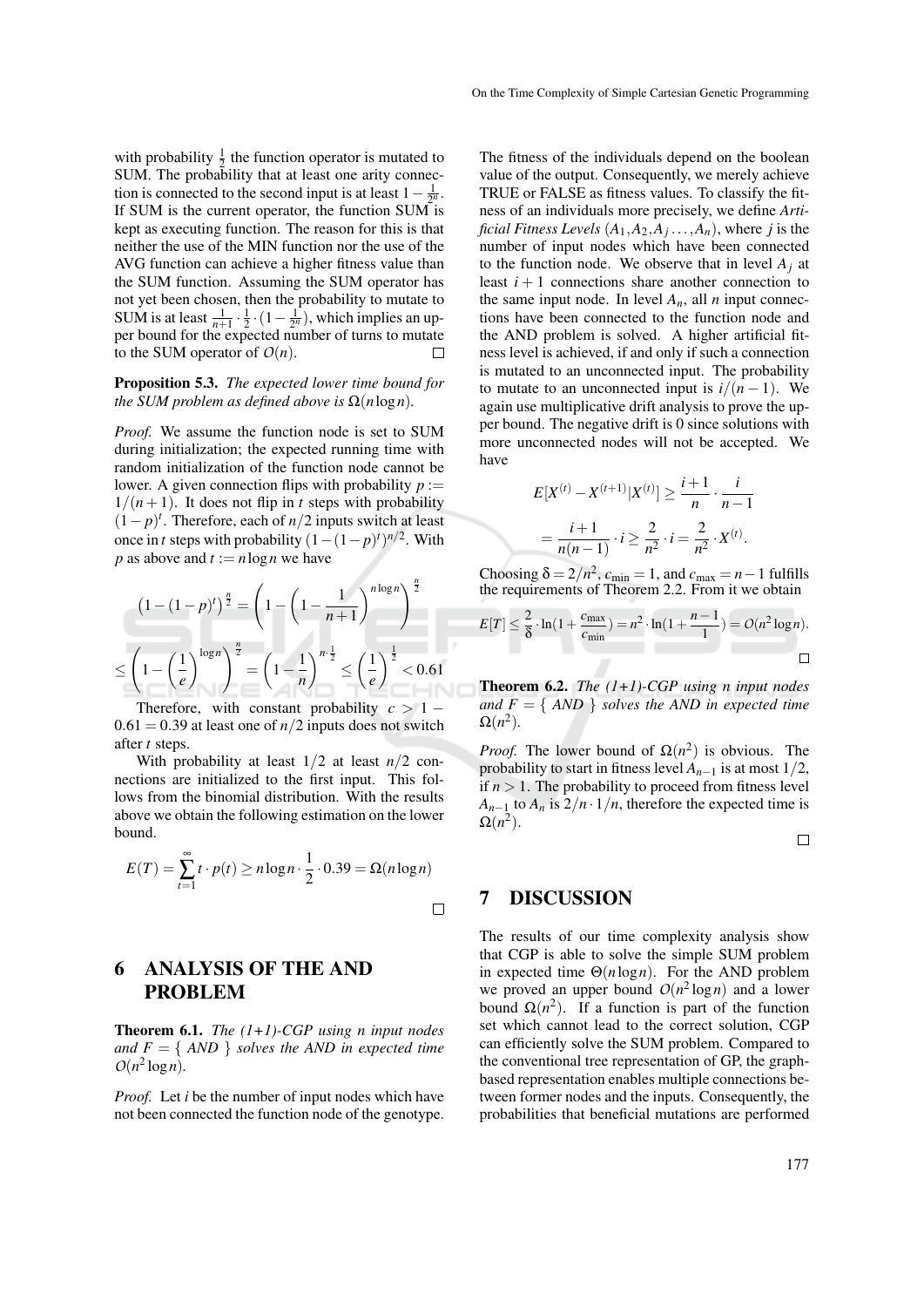with probability $\frac{1}{2}$ the function operator is mutated to SUM. The probability that at least one arity connection is connected to the second input is at least $1 - \frac{1}{2^n}$. If SUM is the current operator, the function SUM is kept as executing function. The reason for this is that neither the use of the MIN function nor the use of the AVG function can achieve a higher fitness value than the SUM function. Assuming the SUM operator has not yet been chosen, then the probability to mutate to SUM is at least $\frac{1}{n+1} \cdot \frac{1}{2} \cdot (1 - \frac{1}{2^n})$, which implies an upper bound for the expected number of turns to mutate to the SUM operator of $O(n)$. □

**Proposition 5.3.** *The expected lower time bound for the SUM problem as defined above is* $\Omega(n \log n)$.

*Proof.* We assume the function node is set to SUM during initialization; the expected running time with random initialization of the function node cannot be lower. A given connection flips with probability $p := 1/(n+1)$. It does not flip in $t$ steps with probability $(1-p)^t$. Therefore, each of $n/2$ inputs switch at least once in $t$ steps with probability $(1-(1-p)^t)^{n/2}$. With $p$ as above and $t := n \log n$ we have

$$\left(1-(1-p)^t\right)^{\frac{n}{2}} = \left(1 - \left(1 - \frac{1}{n+1}\right)^{n \log n}\right)^{\frac{n}{2}}$$

$$\leq \left(1 - \left(\frac{1}{e}\right)^{\log n}\right)^{\frac{n}{2}} = \left(1 - \frac{1}{n}\right)^{n \cdot \frac{1}{2}} \leq \left(\frac{1}{e}\right)^{\frac{1}{2}} < 0.61$$

Therefore, with constant probability $c > 1 - 0.61 = 0.39$ at least one of $n/2$ inputs does not switch after $t$ steps.

With probability at least $1/2$ at least $n/2$ connections are initialized to the first input. This follows from the binomial distribution. With the results above we obtain the following estimation on the lower bound.

$$E(T) = \sum_{t=1}^{\infty} t \cdot p(t) \geq n \log n \cdot \frac{1}{2} \cdot 0.39 = \Omega(n \log n)$$

□

## 6 ANALYSIS OF THE AND PROBLEM

**Theorem 6.1.** *The (1+1)-CGP using $n$ input nodes and $F = \{$ AND $\}$ solves the AND in expected time* $O(n^2 \log n)$.

*Proof.* Let $i$ be the number of input nodes which have not been connected the function node of the genotype. The fitness of the individuals depend on the boolean value of the output. Consequently, we merely achieve TRUE or FALSE as fitness values. To classify the fitness of an individuals more precisely, we define *Artificial Fitness Levels* $(A_1, A_2, A_j \ldots, A_n)$, where $j$ is the number of input nodes which have been connected to the function node. We observe that in level $A_j$ at least $i+1$ connections share another connection to the same input node. In level $A_n$, all $n$ input connections have been connected to the function node and the AND problem is solved. A higher artificial fitness level is achieved, if and only if such a connection is mutated to an unconnected input. The probability to mutate to an unconnected input is $i/(n-1)$. We again use multiplicative drift analysis to prove the upper bound. The negative drift is 0 since solutions with more unconnected nodes will not be accepted. We have

$$E[X^{(t)} - X^{(t+1)} | X^{(t)}] \geq \frac{i+1}{n} \cdot \frac{i}{n-1}$$

$$= \frac{i+1}{n(n-1)} \cdot i \geq \frac{2}{n^2} \cdot i = \frac{2}{n^2} \cdot X^{(t)}.$$

Choosing $\delta = 2/n^2$, $c_{\min} = 1$, and $c_{\max} = n-1$ fulfills the requirements of Theorem 2.2. From it we obtain

$$E[T] \leq \frac{2}{\delta} \cdot \ln(1 + \frac{c_{\max}}{c_{\min}}) = n^2 \cdot \ln(1 + \frac{n-1}{1}) = O(n^2 \log n).$$

□

**Theorem 6.2.** *The (1+1)-CGP using $n$ input nodes and $F = \{$ AND $\}$ solves the AND in expected time* $\Omega(n^2)$.

*Proof.* The lower bound of $\Omega(n^2)$ is obvious. The probability to start in fitness level $A_{n-1}$ is at most $1/2$, if $n > 1$. The probability to proceed from fitness level $A_{n-1}$ to $A_n$ is $2/n \cdot 1/n$, therefore the expected time is $\Omega(n^2)$.

□

## 7 DISCUSSION

The results of our time complexity analysis show that CGP is able to solve the simple SUM problem in expected time $\Theta(n \log n)$. For the AND problem we proved an upper bound $O(n^2 \log n)$ and a lower bound $\Omega(n^2)$. If a function is part of the function set which cannot lead to the correct solution, CGP can efficiently solve the SUM problem. Compared to the conventional tree representation of GP, the graph-based representation enables multiple connections between former nodes and the inputs. Consequently, the probabilities that beneficial mutations are performed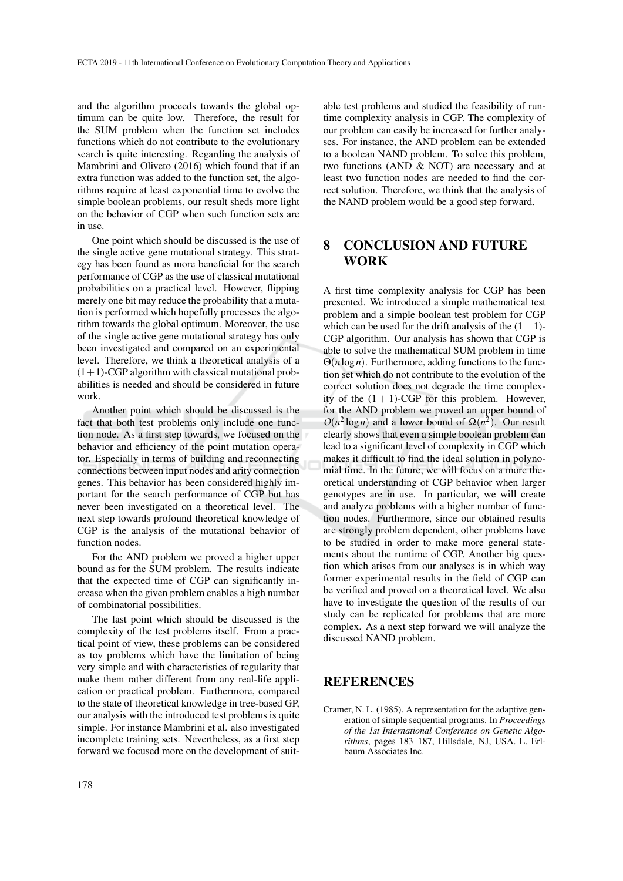and the algorithm proceeds towards the global optimum can be quite low. Therefore, the result for the SUM problem when the function set includes functions which do not contribute to the evolutionary search is quite interesting. Regarding the analysis of Mambrini and Oliveto (2016) which found that if an extra function was added to the function set, the algorithms require at least exponential time to evolve the simple boolean problems, our result sheds more light on the behavior of CGP when such function sets are in use.

One point which should be discussed is the use of the single active gene mutational strategy. This strategy has been found as more beneficial for the search performance of CGP as the use of classical mutational probabilities on a practical level. However, flipping merely one bit may reduce the probability that a mutation is performed which hopefully processes the algorithm towards the global optimum. Moreover, the use of the single active gene mutational strategy has only been investigated and compared on an experimental level. Therefore, we think a theoretical analysis of a $(1+1)$-CGP algorithm with classical mutational probabilities is needed and should be considered in future work.

Another point which should be discussed is the fact that both test problems only include one function node. As a first step towards, we focused on the behavior and efficiency of the point mutation operator. Especially in terms of building and reconnecting connections between input nodes and arity connection genes. This behavior has been considered highly important for the search performance of CGP but has never been investigated on a theoretical level. The next step towards profound theoretical knowledge of CGP is the analysis of the mutational behavior of function nodes.

For the AND problem we proved a higher upper bound as for the SUM problem. The results indicate that the expected time of CGP can significantly increase when the given problem enables a high number of combinatorial possibilities.

The last point which should be discussed is the complexity of the test problems itself. From a practical point of view, these problems can be considered as toy problems which have the limitation of being very simple and with characteristics of regularity that make them rather different from any real-life application or practical problem. Furthermore, compared to the state of theoretical knowledge in tree-based GP, our analysis with the introduced test problems is quite simple. For instance Mambrini et al. also investigated incomplete training sets. Nevertheless, as a first step forward we focused more on the development of suitable test problems and studied the feasibility of runtime complexity analysis in CGP. The complexity of our problem can easily be increased for further analyses. For instance, the AND problem can be extended to a boolean NAND problem. To solve this problem, two functions (AND & NOT) are necessary and at least two function nodes are needed to find the correct solution. Therefore, we think that the analysis of the NAND problem would be a good step forward.

## 8 CONCLUSION AND FUTURE WORK

A first time complexity analysis for CGP has been presented. We introduced a simple mathematical test problem and a simple boolean test problem for CGP which can be used for the drift analysis of the $(1+1)$-CGP algorithm. Our analysis has shown that CGP is able to solve the mathematical SUM problem in time $\Theta(n \log n)$. Furthermore, adding functions to the function set which do not contribute to the evolution of the correct solution does not degrade the time complexity of the $(1+1)$-CGP for this problem. However, for the AND problem we proved an upper bound of $O(n^2 \log n)$ and a lower bound of $\Omega(n^2)$. Our result clearly shows that even a simple boolean problem can lead to a significant level of complexity in CGP which makes it difficult to find the ideal solution in polynomial time. In the future, we will focus on a more theoretical understanding of CGP behavior when larger genotypes are in use. In particular, we will create and analyze problems with a higher number of function nodes. Furthermore, since our obtained results are strongly problem dependent, other problems have to be studied in order to make more general statements about the runtime of CGP. Another big question which arises from our analyses is in which way former experimental results in the field of CGP can be verified and proved on a theoretical level. We also have to investigate the question of the results of our study can be replicated for problems that are more complex. As a next step forward we will analyze the discussed NAND problem.

## REFERENCES

Cramer, N. L. (1985). A representation for the adaptive generation of simple sequential programs. In *Proceedings of the 1st International Conference on Genetic Algorithms*, pages 183–187, Hillsdale, NJ, USA. L. Erlbaum Associates Inc.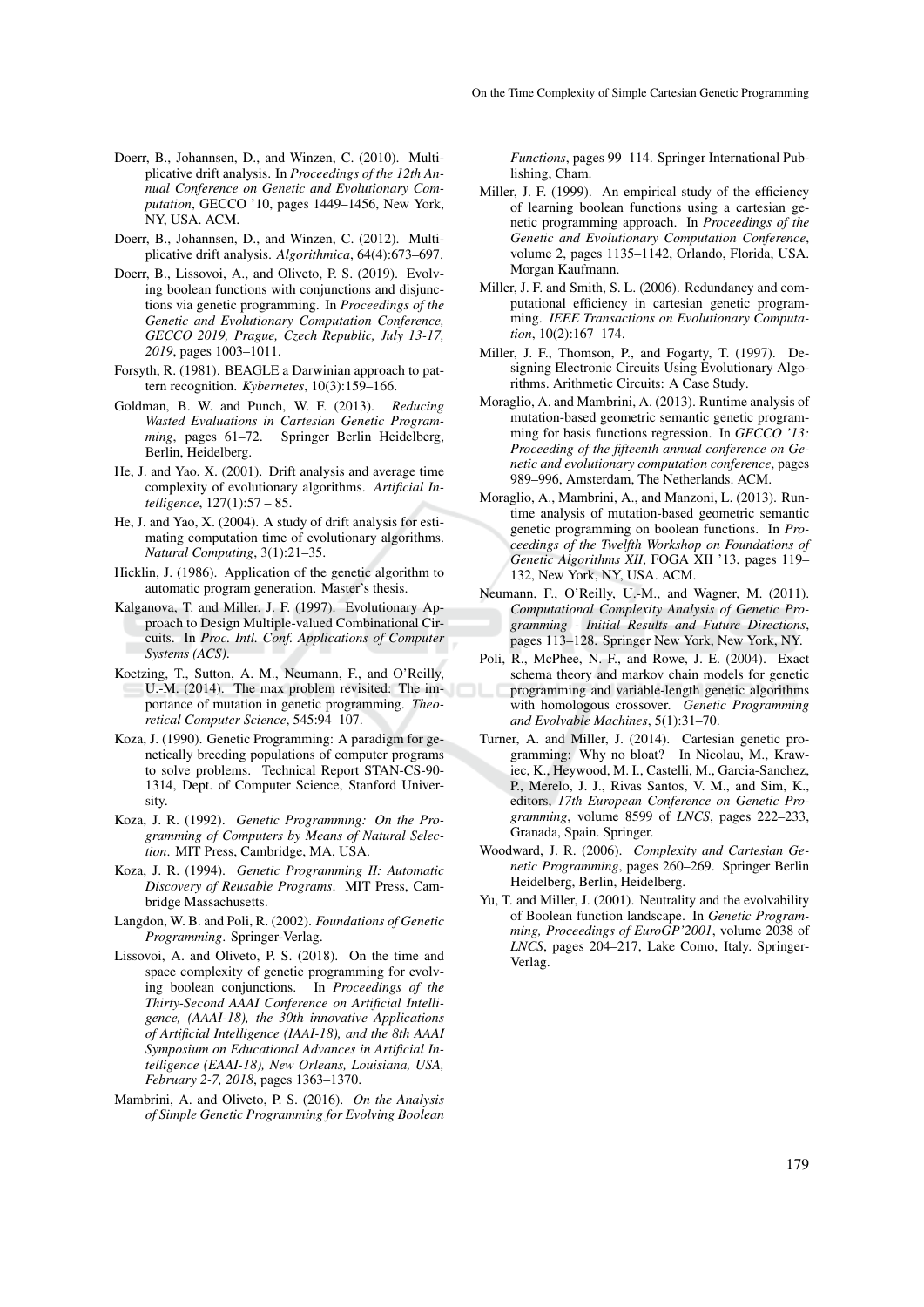Doerr, B., Johannsen, D., and Winzen, C. (2010). Multiplicative drift analysis. In *Proceedings of the 12th Annual Conference on Genetic and Evolutionary Computation*, GECCO '10, pages 1449–1456, New York, NY, USA. ACM.

Doerr, B., Johannsen, D., and Winzen, C. (2012). Multiplicative drift analysis. *Algorithmica*, 64(4):673–697.

Doerr, B., Lissovoi, A., and Oliveto, P. S. (2019). Evolving boolean functions with conjunctions and disjunctions via genetic programming. In *Proceedings of the Genetic and Evolutionary Computation Conference, GECCO 2019, Prague, Czech Republic, July 13-17, 2019*, pages 1003–1011.

Forsyth, R. (1981). BEAGLE a Darwinian approach to pattern recognition. *Kybernetes*, 10(3):159–166.

Goldman, B. W. and Punch, W. F. (2013). *Reducing Wasted Evaluations in Cartesian Genetic Programming*, pages 61–72. Springer Berlin Heidelberg, Berlin, Heidelberg.

He, J. and Yao, X. (2001). Drift analysis and average time complexity of evolutionary algorithms. *Artificial Intelligence*, 127(1):57 – 85.

He, J. and Yao, X. (2004). A study of drift analysis for estimating computation time of evolutionary algorithms. *Natural Computing*, 3(1):21–35.

Hicklin, J. (1986). Application of the genetic algorithm to automatic program generation. Master's thesis.

Kalganova, T. and Miller, J. F. (1997). Evolutionary Approach to Design Multiple-valued Combinational Circuits. In *Proc. Intl. Conf. Applications of Computer Systems (ACS)*.

Koetzing, T., Sutton, A. M., Neumann, F., and O'Reilly, U.-M. (2014). The max problem revisited: The importance of mutation in genetic programming. *Theoretical Computer Science*, 545:94–107.

Koza, J. (1990). Genetic Programming: A paradigm for genetically breeding populations of computer programs to solve problems. Technical Report STAN-CS-90-1314, Dept. of Computer Science, Stanford University.

Koza, J. R. (1992). *Genetic Programming: On the Programming of Computers by Means of Natural Selection*. MIT Press, Cambridge, MA, USA.

Koza, J. R. (1994). *Genetic Programming II: Automatic Discovery of Reusable Programs*. MIT Press, Cambridge Massachusetts.

Langdon, W. B. and Poli, R. (2002). *Foundations of Genetic Programming*. Springer-Verlag.

Lissovoi, A. and Oliveto, P. S. (2018). On the time and space complexity of genetic programming for evolving boolean conjunctions. In *Proceedings of the Thirty-Second AAAI Conference on Artificial Intelligence, (AAAI-18), the 30th innovative Applications of Artificial Intelligence (IAAI-18), and the 8th AAAI Symposium on Educational Advances in Artificial Intelligence (EAAI-18), New Orleans, Louisiana, USA, February 2-7, 2018*, pages 1363–1370.

Mambrini, A. and Oliveto, P. S. (2016). *On the Analysis of Simple Genetic Programming for Evolving Boolean Functions*, pages 99–114. Springer International Publishing, Cham.

Miller, J. F. (1999). An empirical study of the efficiency of learning boolean functions using a cartesian genetic programming approach. In *Proceedings of the Genetic and Evolutionary Computation Conference*, volume 2, pages 1135–1142, Orlando, Florida, USA. Morgan Kaufmann.

Miller, J. F. and Smith, S. L. (2006). Redundancy and computational efficiency in cartesian genetic programming. *IEEE Transactions on Evolutionary Computation*, 10(2):167–174.

Miller, J. F., Thomson, P., and Fogarty, T. (1997). Designing Electronic Circuits Using Evolutionary Algorithms. Arithmetic Circuits: A Case Study.

Moraglio, A. and Mambrini, A. (2013). Runtime analysis of mutation-based geometric semantic genetic programming for basis functions regression. In *GECCO '13: Proceeding of the fifteenth annual conference on Genetic and evolutionary computation conference*, pages 989–996, Amsterdam, The Netherlands. ACM.

Moraglio, A., Mambrini, A., and Manzoni, L. (2013). Runtime analysis of mutation-based geometric semantic genetic programming on boolean functions. In *Proceedings of the Twelfth Workshop on Foundations of Genetic Algorithms XII*, FOGA XII '13, pages 119–132, New York, NY, USA. ACM.

Neumann, F., O'Reilly, U.-M., and Wagner, M. (2011). *Computational Complexity Analysis of Genetic Programming - Initial Results and Future Directions*, pages 113–128. Springer New York, New York, NY.

Poli, R., McPhee, N. F., and Rowe, J. E. (2004). Exact schema theory and markov chain models for genetic programming and variable-length genetic algorithms with homologous crossover. *Genetic Programming and Evolvable Machines*, 5(1):31–70.

Turner, A. and Miller, J. (2014). Cartesian genetic programming: Why no bloat? In Nicolau, M., Krawiec, K., Heywood, M. I., Castelli, M., Garcia-Sanchez, P., Merelo, J. J., Rivas Santos, V. M., and Sim, K., editors, *17th European Conference on Genetic Programming*, volume 8599 of *LNCS*, pages 222–233, Granada, Spain. Springer.

Woodward, J. R. (2006). *Complexity and Cartesian Genetic Programming*, pages 260–269. Springer Berlin Heidelberg, Berlin, Heidelberg.

Yu, T. and Miller, J. (2001). Neutrality and the evolvability of Boolean function landscape. In *Genetic Programming, Proceedings of EuroGP'2001*, volume 2038 of *LNCS*, pages 204–217, Lake Como, Italy. Springer-Verlag.